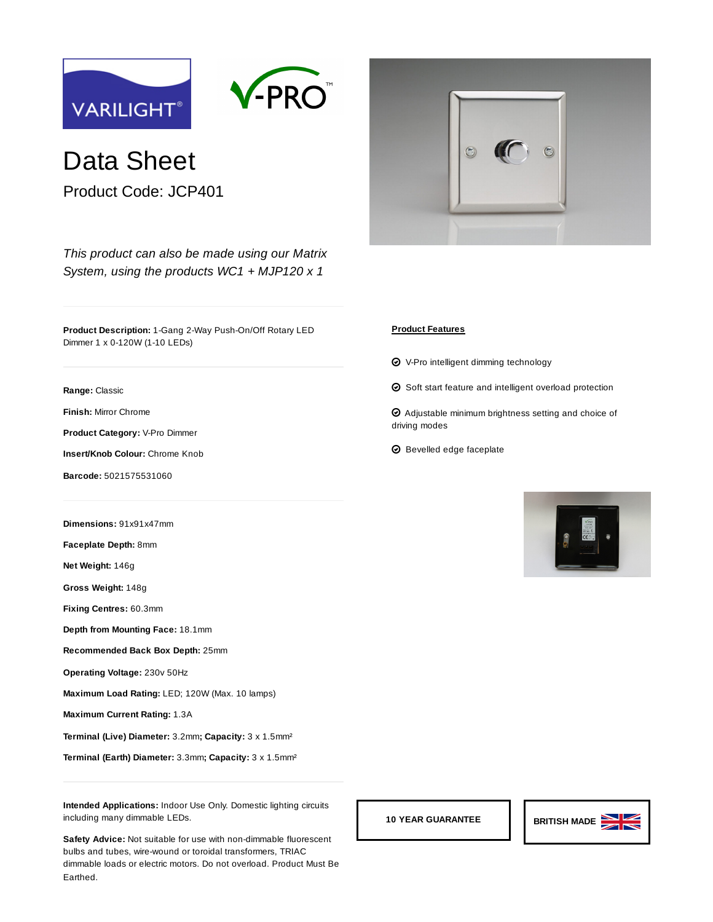VARILIGHT®

V-PRO™

# Data Sheet

## Product Code: JCP401

*This product can also be made using our Matrix System, using the products WC1 + MJP120 x 1*

**Product Description:** 1-Gang 2-Way Push-On/Off Rotary LED Dimmer 1 x 0-120W (1-10 LEDs)

**Range:** Classic

**Finish:** Mirror Chrome

**Product Category:** V-Pro Dimmer

**Insert/Knob Colour:** Chrome Knob

**Barcode:** 5021575531060

**Dimensions:** 91x91x47mm

**Faceplate Depth:** 8mm

**Net Weight:** 146g

**Gross Weight:** 148g

**Fixing Centres:** 60.3mm

**Depth from Mounting Face:** 18.1mm

**Recommended Back Box Depth:** 25mm

**Operating Voltage:** 230v 50Hz

**Maximum Load Rating:** LED; 120W (Max. 10 lamps)

**Maximum Current Rating:** 1.3A

**Terminal (Live) Diameter:** 3.2mm; **Capacity:** 3 x 1.5mm²

**Terminal (Earth) Diameter:** 3.3mm; **Capacity:** 3 x 1.5mm²

**Intended Applications:** Indoor Use Only. Domestic lighting circuits including many dimmable LEDs.

**Safety Advice:** Not suitable for use with non-dimmable fluorescent bulbs and tubes, wire-wound or toroidal transformers, TRIAC dimmable loads or electric motors. Do not overload. Product Must Be Earthed.

**Product Features**

- V-Pro intelligent dimming technology
- Soft start feature and intelligent overload protection
- Adjustable minimum brightness setting and choice of driving modes
- Bevelled edge faceplate

**10 YEAR GUARANTEE**

**BRITISH MADE**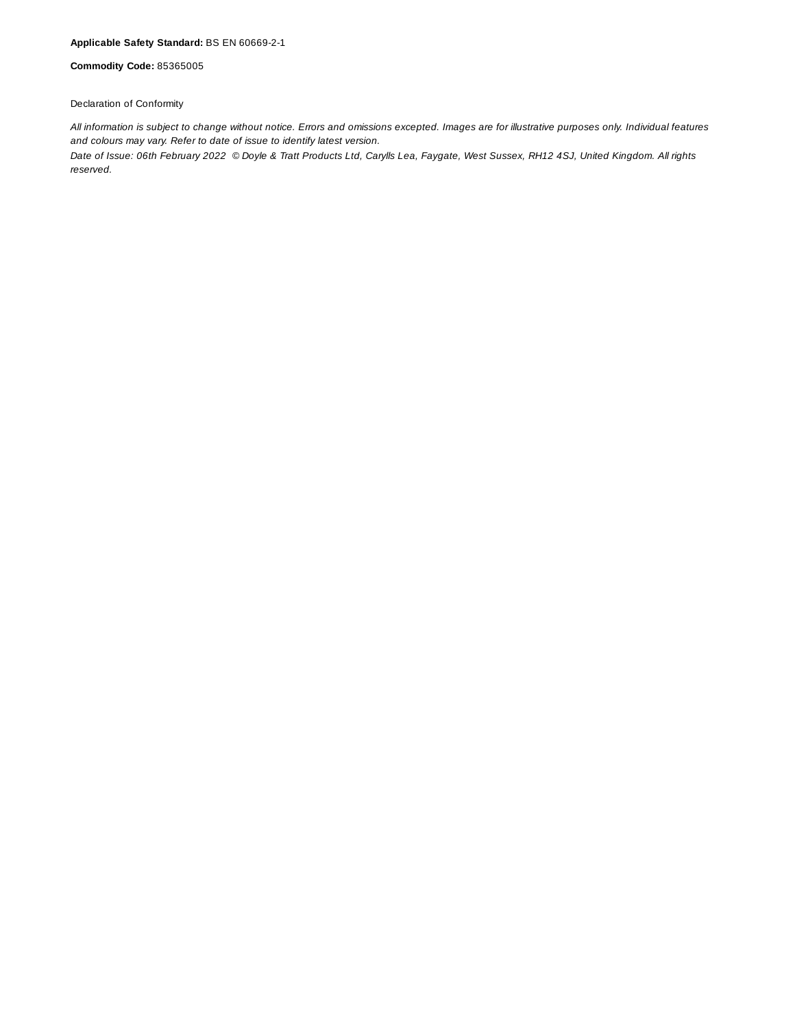**Applicable Safety Standard:** BS EN 60669-2-1

**Commodity Code:** 85365005

Declaration of Conformity

*All information is subject to change without notice. Errors and omissions excepted. Images are for illustrative purposes only. Individual features and colours may vary. Refer to date of issue to identify latest version.*

*Date of Issue: 06th February 2022 © Doyle & Tratt Products Ltd, Carylls Lea, Faygate, West Sussex, RH12 4SJ, United Kingdom. All rights reserved.*